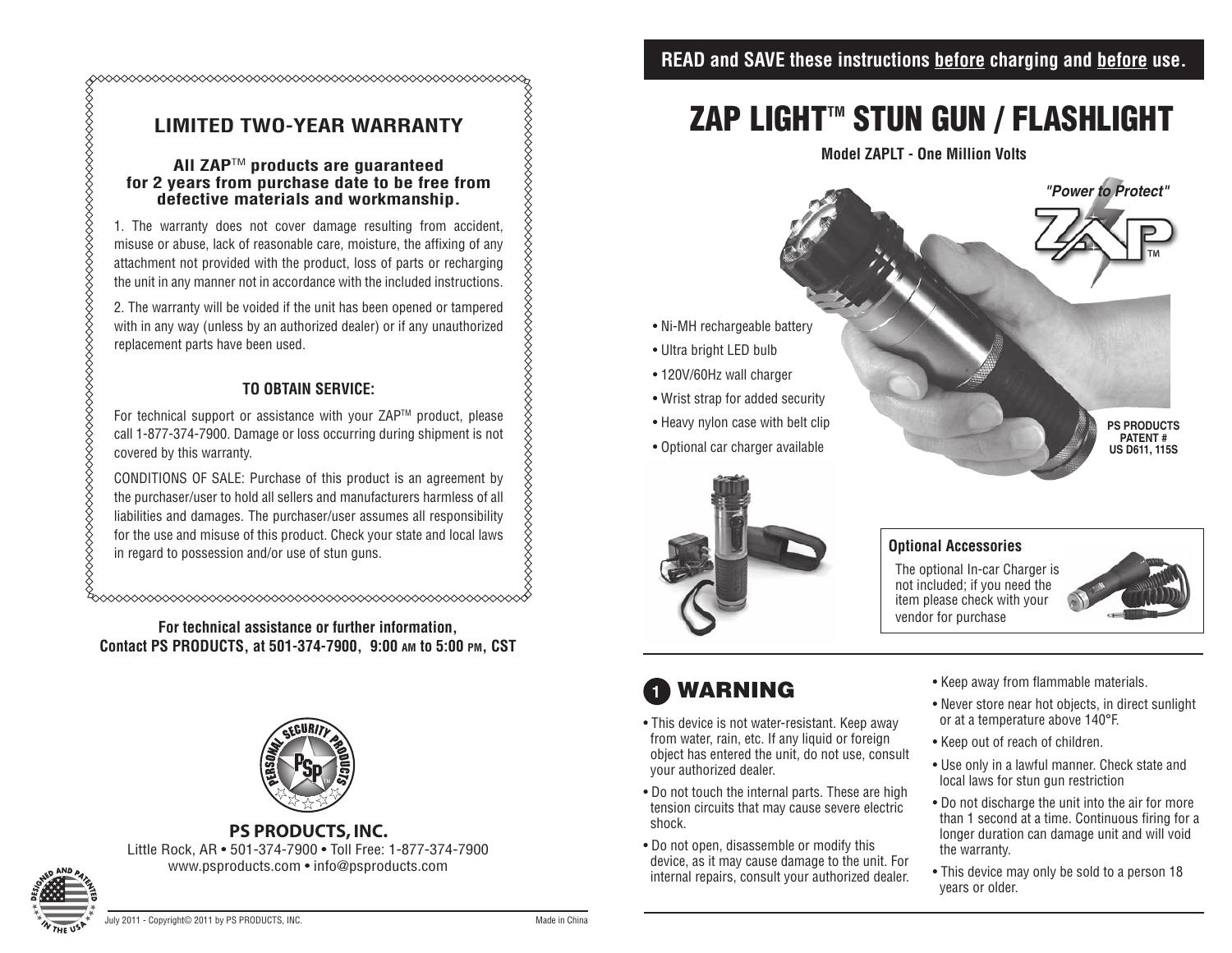## LIMITED TWO-YEAR WARRANTY

**All ZAP™ products are guaranteed for 2 years from purchase date to be free from defective materials and workmanship.**

1. The warranty does not cover damage resulting from accident, misuse or abuse, lack of reasonable care, moisture, the affixing of any attachment not provided with the product, loss of parts or recharging the unit in any manner not in accordance with the included instructions.

2. The warranty will be voided if the unit has been opened or tampered with in any way (unless by an authorized dealer) or if any unauthorized replacement parts have been used.

### TO OBTAIN SERVICE:

For technical support or assistance with your ZAP™ product, please call 1-877-374-7900. Damage or loss occurring during shipment is not covered by this warranty.

CONDITIONS OF SALE: Purchase of this product is an agreement by the purchaser/user to hold all sellers and manufacturers harmless of all liabilities and damages. The purchaser/user assumes all responsibility for the use and misuse of this product. Check your state and local laws in regard to possession and/or use of stun guns.

**For technical assistance or further information, Contact PS PRODUCTS, at 501-374-7900, 9:00 AM to 5:00 PM, CST**

**PS PRODUCTS, INC.**
Little Rock, AR • 501-374-7900 • Toll Free: 1-877-374-7900
www.psproducts.com • info@psproducts.com

July 2011 - Copyright© 2011 by PS PRODUCTS, INC.

Made in China

**READ and SAVE these instructions before charging and before use.**

# ZAP LIGHT™ STUN GUN / FLASHLIGHT

**Model ZAPLT - One Million Volts**

*"Power to Protect"*

- Ni-MH rechargeable battery
- Ultra bright LED bulb
- 120V/60Hz wall charger
- Wrist strap for added security
- Heavy nylon case with belt clip
- Optional car charger available

PS PRODUCTS PATENT # US D611, 115S

### Optional Accessories

The optional In-car Charger is not included; if you need the item please check with your vendor for purchase

## 1 WARNING

- This device is not water-resistant. Keep away from water, rain, etc. If any liquid or foreign object has entered the unit, do not use, consult your authorized dealer.
- Do not touch the internal parts. These are high tension circuits that may cause severe electric shock.
- Do not open, disassemble or modify this device, as it may cause damage to the unit. For internal repairs, consult your authorized dealer.
- Keep away from flammable materials.
- Never store near hot objects, in direct sunlight or at a temperature above 140°F.
- Keep out of reach of children.
- Use only in a lawful manner. Check state and local laws for stun gun restriction
- Do not discharge the unit into the air for more than 1 second at a time. Continuous firing for a longer duration can damage unit and will void the warranty.
- This device may only be sold to a person 18 years or older.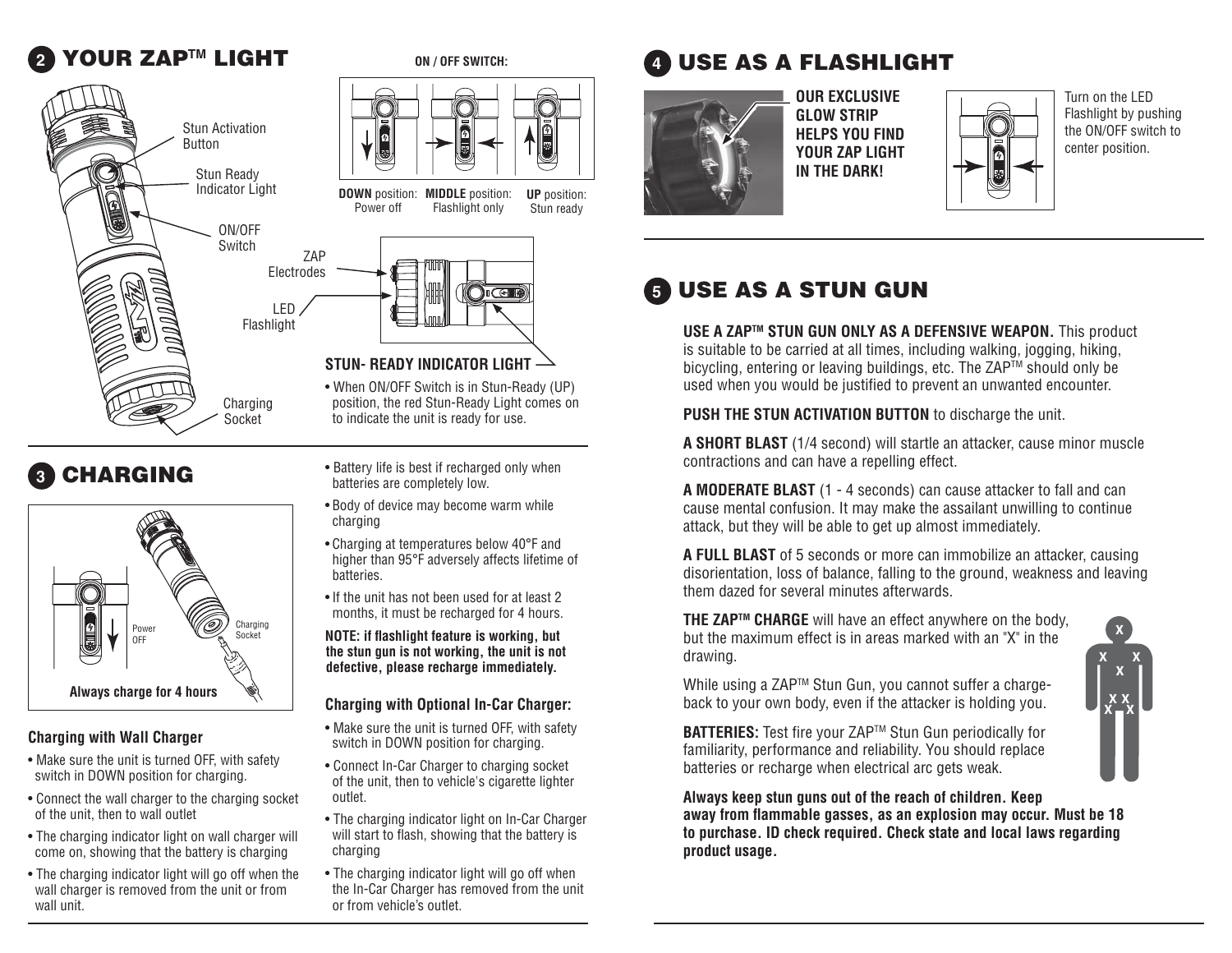## 2 YOUR ZAP™ LIGHT

Stun Activation Button

Stun Ready Indicator Light

ON/OFF Switch

ZAP Electrodes

LED Flashlight

Charging Socket

**ON / OFF SWITCH:**

**DOWN** position: Power off

**MIDDLE** position: Flashlight only

**UP** position: Stun ready

**STUN- READY INDICATOR LIGHT**

- When ON/OFF Switch is in Stun-Ready (UP) position, the red Stun-Ready Light comes on to indicate the unit is ready for use.

## 3 CHARGING

Power OFF

Charging Socket

**Always charge for 4 hours**

### Charging with Wall Charger

- Make sure the unit is turned OFF, with safety switch in DOWN position for charging.
- Connect the wall charger to the charging socket of the unit, then to wall outlet
- The charging indicator light on wall charger will come on, showing that the battery is charging
- The charging indicator light will go off when the wall charger is removed from the unit or from wall unit.

- Battery life is best if recharged only when batteries are completely low.
- Body of device may become warm while charging
- Charging at temperatures below 40°F and higher than 95°F adversely affects lifetime of batteries.
- If the unit has not been used for at least 2 months, it must be recharged for 4 hours.

**NOTE: if flashlight feature is working, but the stun gun is not working, the unit is not defective, please recharge immediately.**

### Charging with Optional In-Car Charger:

- Make sure the unit is turned OFF, with safety switch in DOWN position for charging.
- Connect In-Car Charger to charging socket of the unit, then to vehicle's cigarette lighter outlet.
- The charging indicator light on In-Car Charger will start to flash, showing that the battery is charging
- The charging indicator light will go off when the In-Car Charger has removed from the unit or from vehicle's outlet.

## 4 USE AS A FLASHLIGHT

**OUR EXCLUSIVE GLOW STRIP HELPS YOU FIND YOUR ZAP LIGHT IN THE DARK!**

Turn on the LED Flashlight by pushing the ON/OFF switch to center position.

## 5 USE AS A STUN GUN

**USE A ZAP™ STUN GUN ONLY AS A DEFENSIVE WEAPON.** This product is suitable to be carried at all times, including walking, jogging, hiking, bicycling, entering or leaving buildings, etc. The ZAP™ should only be used when you would be justified to prevent an unwanted encounter.

**PUSH THE STUN ACTIVATION BUTTON** to discharge the unit.

**A SHORT BLAST** (1/4 second) will startle an attacker, cause minor muscle contractions and can have a repelling effect.

**A MODERATE BLAST** (1 - 4 seconds) can cause attacker to fall and can cause mental confusion. It may make the assailant unwilling to continue attack, but they will be able to get up almost immediately.

**A FULL BLAST** of 5 seconds or more can immobilize an attacker, causing disorientation, loss of balance, falling to the ground, weakness and leaving them dazed for several minutes afterwards.

**THE ZAP™ CHARGE** will have an effect anywhere on the body, but the maximum effect is in areas marked with an "X" in the drawing.

While using a ZAP™ Stun Gun, you cannot suffer a charge-back to your own body, even if the attacker is holding you.

**BATTERIES:** Test fire your ZAP™ Stun Gun periodically for familiarity, performance and reliability. You should replace batteries or recharge when electrical arc gets weak.

**Always keep stun guns out of the reach of children. Keep away from flammable gasses, as an explosion may occur. Must be 18 to purchase. ID check required. Check state and local laws regarding product usage.**